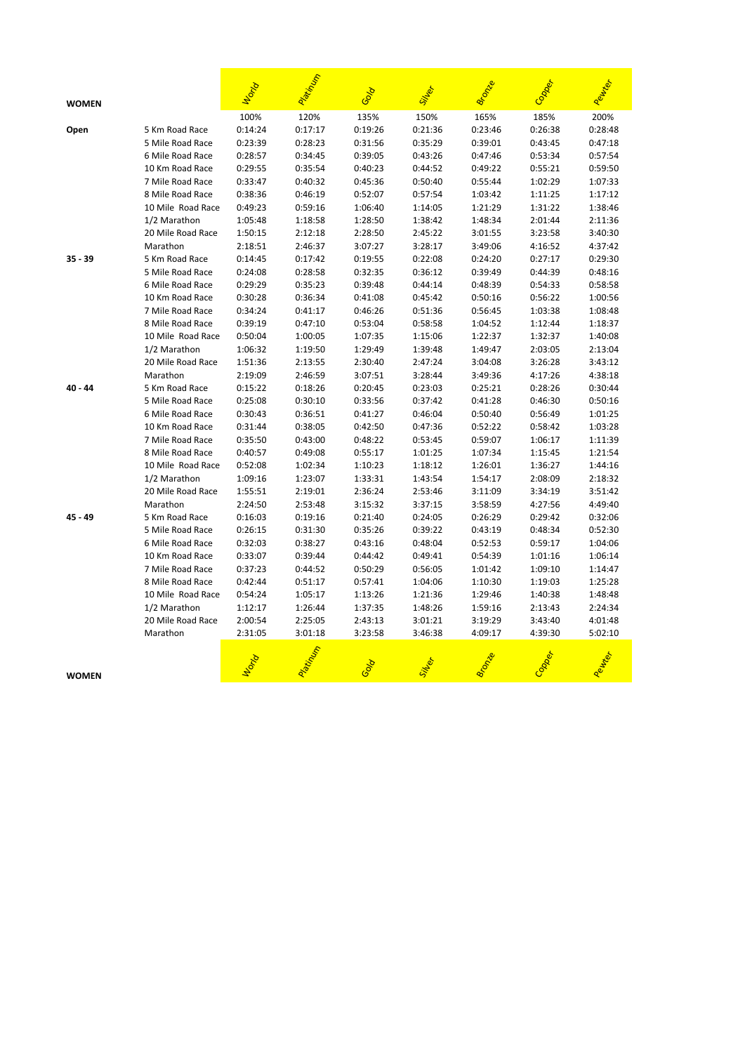| WOMEN | | World | Platinum | Gold | Silver | Bronze | Copper | Pewter |
|---|---|---|---|---|---|---|---|---|
| | | 100% | 120% | 135% | 150% | 165% | 185% | 200% |
| **Open** | 5 Km Road Race | 0:14:24 | 0:17:17 | 0:19:26 | 0:21:36 | 0:23:46 | 0:26:38 | 0:28:48 |
| | 5 Mile Road Race | 0:23:39 | 0:28:23 | 0:31:56 | 0:35:29 | 0:39:01 | 0:43:45 | 0:47:18 |
| | 6 Mile Road Race | 0:28:57 | 0:34:45 | 0:39:05 | 0:43:26 | 0:47:46 | 0:53:34 | 0:57:54 |
| | 10 Km Road Race | 0:29:55 | 0:35:54 | 0:40:23 | 0:44:52 | 0:49:22 | 0:55:21 | 0:59:50 |
| | 7 Mile Road Race | 0:33:47 | 0:40:32 | 0:45:36 | 0:50:40 | 0:55:44 | 1:02:29 | 1:07:33 |
| | 8 Mile Road Race | 0:38:36 | 0:46:19 | 0:52:07 | 0:57:54 | 1:03:42 | 1:11:25 | 1:17:12 |
| | 10 Mile Road Race | 0:49:23 | 0:59:16 | 1:06:40 | 1:14:05 | 1:21:29 | 1:31:22 | 1:38:46 |
| | 1/2 Marathon | 1:05:48 | 1:18:58 | 1:28:50 | 1:38:42 | 1:48:34 | 2:01:44 | 2:11:36 |
| | 20 Mile Road Race | 1:50:15 | 2:12:18 | 2:28:50 | 2:45:22 | 3:01:55 | 3:23:58 | 3:40:30 |
| | Marathon | 2:18:51 | 2:46:37 | 3:07:27 | 3:28:17 | 3:49:06 | 4:16:52 | 4:37:42 |
| **35 - 39** | 5 Km Road Race | 0:14:45 | 0:17:42 | 0:19:55 | 0:22:08 | 0:24:20 | 0:27:17 | 0:29:30 |
| | 5 Mile Road Race | 0:24:08 | 0:28:58 | 0:32:35 | 0:36:12 | 0:39:49 | 0:44:39 | 0:48:16 |
| | 6 Mile Road Race | 0:29:29 | 0:35:23 | 0:39:48 | 0:44:14 | 0:48:39 | 0:54:33 | 0:58:58 |
| | 10 Km Road Race | 0:30:28 | 0:36:34 | 0:41:08 | 0:45:42 | 0:50:16 | 0:56:22 | 1:00:56 |
| | 7 Mile Road Race | 0:34:24 | 0:41:17 | 0:46:26 | 0:51:36 | 0:56:45 | 1:03:38 | 1:08:48 |
| | 8 Mile Road Race | 0:39:19 | 0:47:10 | 0:53:04 | 0:58:58 | 1:04:52 | 1:12:44 | 1:18:37 |
| | 10 Mile Road Race | 0:50:04 | 1:00:05 | 1:07:35 | 1:15:06 | 1:22:37 | 1:32:37 | 1:40:08 |
| | 1/2 Marathon | 1:06:32 | 1:19:50 | 1:29:49 | 1:39:48 | 1:49:47 | 2:03:05 | 2:13:04 |
| | 20 Mile Road Race | 1:51:36 | 2:13:55 | 2:30:40 | 2:47:24 | 3:04:08 | 3:26:28 | 3:43:12 |
| | Marathon | 2:19:09 | 2:46:59 | 3:07:51 | 3:28:44 | 3:49:36 | 4:17:26 | 4:38:18 |
| **40 - 44** | 5 Km Road Race | 0:15:22 | 0:18:26 | 0:20:45 | 0:23:03 | 0:25:21 | 0:28:26 | 0:30:44 |
| | 5 Mile Road Race | 0:25:08 | 0:30:10 | 0:33:56 | 0:37:42 | 0:41:28 | 0:46:30 | 0:50:16 |
| | 6 Mile Road Race | 0:30:43 | 0:36:51 | 0:41:27 | 0:46:04 | 0:50:40 | 0:56:49 | 1:01:25 |
| | 10 Km Road Race | 0:31:44 | 0:38:05 | 0:42:50 | 0:47:36 | 0:52:22 | 0:58:42 | 1:03:28 |
| | 7 Mile Road Race | 0:35:50 | 0:43:00 | 0:48:22 | 0:53:45 | 0:59:07 | 1:06:17 | 1:11:39 |
| | 8 Mile Road Race | 0:40:57 | 0:49:08 | 0:55:17 | 1:01:25 | 1:07:34 | 1:15:45 | 1:21:54 |
| | 10 Mile Road Race | 0:52:08 | 1:02:34 | 1:10:23 | 1:18:12 | 1:26:01 | 1:36:27 | 1:44:16 |
| | 1/2 Marathon | 1:09:16 | 1:23:07 | 1:33:31 | 1:43:54 | 1:54:17 | 2:08:09 | 2:18:32 |
| | 20 Mile Road Race | 1:55:51 | 2:19:01 | 2:36:24 | 2:53:46 | 3:11:09 | 3:34:19 | 3:51:42 |
| | Marathon | 2:24:50 | 2:53:48 | 3:15:32 | 3:37:15 | 3:58:59 | 4:27:56 | 4:49:40 |
| **45 - 49** | 5 Km Road Race | 0:16:03 | 0:19:16 | 0:21:40 | 0:24:05 | 0:26:29 | 0:29:42 | 0:32:06 |
| | 5 Mile Road Race | 0:26:15 | 0:31:30 | 0:35:26 | 0:39:22 | 0:43:19 | 0:48:34 | 0:52:30 |
| | 6 Mile Road Race | 0:32:03 | 0:38:27 | 0:43:16 | 0:48:04 | 0:52:53 | 0:59:17 | 1:04:06 |
| | 10 Km Road Race | 0:33:07 | 0:39:44 | 0:44:42 | 0:49:41 | 0:54:39 | 1:01:16 | 1:06:14 |
| | 7 Mile Road Race | 0:37:23 | 0:44:52 | 0:50:29 | 0:56:05 | 1:01:42 | 1:09:10 | 1:14:47 |
| | 8 Mile Road Race | 0:42:44 | 0:51:17 | 0:57:41 | 1:04:06 | 1:10:30 | 1:19:03 | 1:25:28 |
| | 10 Mile Road Race | 0:54:24 | 1:05:17 | 1:13:26 | 1:21:36 | 1:29:46 | 1:40:38 | 1:48:48 |
| | 1/2 Marathon | 1:12:17 | 1:26:44 | 1:37:35 | 1:48:26 | 1:59:16 | 2:13:43 | 2:24:34 |
| | 20 Mile Road Race | 2:00:54 | 2:25:05 | 2:43:13 | 3:01:21 | 3:19:29 | 3:43:40 | 4:01:48 |
| | Marathon | 2:31:05 | 3:01:18 | 3:23:58 | 3:46:38 | 4:09:17 | 4:39:30 | 5:02:10 |
| **WOMEN** | | World | Platinum | Gold | Silver | Bronze | Copper | Pewter |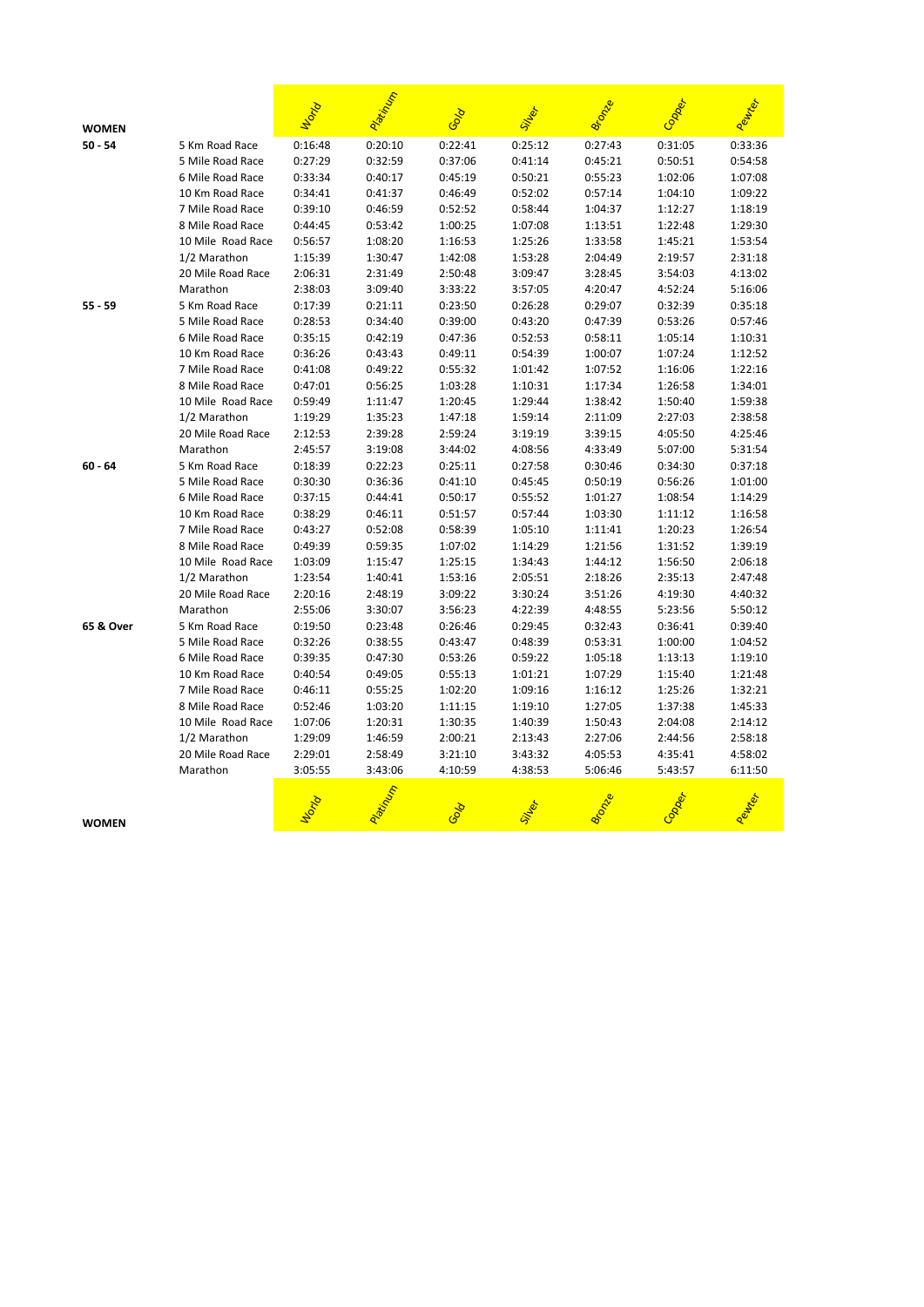| WOMEN | | World | Platinum | Gold | Silver | Bronze | Copper | Pewter |
|---|---|---|---|---|---|---|---|---|
| **50 - 54** | 5 Km Road Race | 0:16:48 | 0:20:10 | 0:22:41 | 0:25:12 | 0:27:43 | 0:31:05 | 0:33:36 |
| | 5 Mile Road Race | 0:27:29 | 0:32:59 | 0:37:06 | 0:41:14 | 0:45:21 | 0:50:51 | 0:54:58 |
| | 6 Mile Road Race | 0:33:34 | 0:40:17 | 0:45:19 | 0:50:21 | 0:55:23 | 1:02:06 | 1:07:08 |
| | 10 Km Road Race | 0:34:41 | 0:41:37 | 0:46:49 | 0:52:02 | 0:57:14 | 1:04:10 | 1:09:22 |
| | 7 Mile Road Race | 0:39:10 | 0:46:59 | 0:52:52 | 0:58:44 | 1:04:37 | 1:12:27 | 1:18:19 |
| | 8 Mile Road Race | 0:44:45 | 0:53:42 | 1:00:25 | 1:07:08 | 1:13:51 | 1:22:48 | 1:29:30 |
| | 10 Mile Road Race | 0:56:57 | 1:08:20 | 1:16:53 | 1:25:26 | 1:33:58 | 1:45:21 | 1:53:54 |
| | 1/2 Marathon | 1:15:39 | 1:30:47 | 1:42:08 | 1:53:28 | 2:04:49 | 2:19:57 | 2:31:18 |
| | 20 Mile Road Race | 2:06:31 | 2:31:49 | 2:50:48 | 3:09:47 | 3:28:45 | 3:54:03 | 4:13:02 |
| | Marathon | 2:38:03 | 3:09:40 | 3:33:22 | 3:57:05 | 4:20:47 | 4:52:24 | 5:16:06 |
| **55 - 59** | 5 Km Road Race | 0:17:39 | 0:21:11 | 0:23:50 | 0:26:28 | 0:29:07 | 0:32:39 | 0:35:18 |
| | 5 Mile Road Race | 0:28:53 | 0:34:40 | 0:39:00 | 0:43:20 | 0:47:39 | 0:53:26 | 0:57:46 |
| | 6 Mile Road Race | 0:35:15 | 0:42:19 | 0:47:36 | 0:52:53 | 0:58:11 | 1:05:14 | 1:10:31 |
| | 10 Km Road Race | 0:36:26 | 0:43:43 | 0:49:11 | 0:54:39 | 1:00:07 | 1:07:24 | 1:12:52 |
| | 7 Mile Road Race | 0:41:08 | 0:49:22 | 0:55:32 | 1:01:42 | 1:07:52 | 1:16:06 | 1:22:16 |
| | 8 Mile Road Race | 0:47:01 | 0:56:25 | 1:03:28 | 1:10:31 | 1:17:34 | 1:26:58 | 1:34:01 |
| | 10 Mile Road Race | 0:59:49 | 1:11:47 | 1:20:45 | 1:29:44 | 1:38:42 | 1:50:40 | 1:59:38 |
| | 1/2 Marathon | 1:19:29 | 1:35:23 | 1:47:18 | 1:59:14 | 2:11:09 | 2:27:03 | 2:38:58 |
| | 20 Mile Road Race | 2:12:53 | 2:39:28 | 2:59:24 | 3:19:19 | 3:39:15 | 4:05:50 | 4:25:46 |
| | Marathon | 2:45:57 | 3:19:08 | 3:44:02 | 4:08:56 | 4:33:49 | 5:07:00 | 5:31:54 |
| **60 - 64** | 5 Km Road Race | 0:18:39 | 0:22:23 | 0:25:11 | 0:27:58 | 0:30:46 | 0:34:30 | 0:37:18 |
| | 5 Mile Road Race | 0:30:30 | 0:36:36 | 0:41:10 | 0:45:45 | 0:50:19 | 0:56:26 | 1:01:00 |
| | 6 Mile Road Race | 0:37:15 | 0:44:41 | 0:50:17 | 0:55:52 | 1:01:27 | 1:08:54 | 1:14:29 |
| | 10 Km Road Race | 0:38:29 | 0:46:11 | 0:51:57 | 0:57:44 | 1:03:30 | 1:11:12 | 1:16:58 |
| | 7 Mile Road Race | 0:43:27 | 0:52:08 | 0:58:39 | 1:05:10 | 1:11:41 | 1:20:23 | 1:26:54 |
| | 8 Mile Road Race | 0:49:39 | 0:59:35 | 1:07:02 | 1:14:29 | 1:21:56 | 1:31:52 | 1:39:19 |
| | 10 Mile Road Race | 1:03:09 | 1:15:47 | 1:25:15 | 1:34:43 | 1:44:12 | 1:56:50 | 2:06:18 |
| | 1/2 Marathon | 1:23:54 | 1:40:41 | 1:53:16 | 2:05:51 | 2:18:26 | 2:35:13 | 2:47:48 |
| | 20 Mile Road Race | 2:20:16 | 2:48:19 | 3:09:22 | 3:30:24 | 3:51:26 | 4:19:30 | 4:40:32 |
| | Marathon | 2:55:06 | 3:30:07 | 3:56:23 | 4:22:39 | 4:48:55 | 5:23:56 | 5:50:12 |
| **65 & Over** | 5 Km Road Race | 0:19:50 | 0:23:48 | 0:26:46 | 0:29:45 | 0:32:43 | 0:36:41 | 0:39:40 |
| | 5 Mile Road Race | 0:32:26 | 0:38:55 | 0:43:47 | 0:48:39 | 0:53:31 | 1:00:00 | 1:04:52 |
| | 6 Mile Road Race | 0:39:35 | 0:47:30 | 0:53:26 | 0:59:22 | 1:05:18 | 1:13:13 | 1:19:10 |
| | 10 Km Road Race | 0:40:54 | 0:49:05 | 0:55:13 | 1:01:21 | 1:07:29 | 1:15:40 | 1:21:48 |
| | 7 Mile Road Race | 0:46:11 | 0:55:25 | 1:02:20 | 1:09:16 | 1:16:12 | 1:25:26 | 1:32:21 |
| | 8 Mile Road Race | 0:52:46 | 1:03:20 | 1:11:15 | 1:19:10 | 1:27:05 | 1:37:38 | 1:45:33 |
| | 10 Mile Road Race | 1:07:06 | 1:20:31 | 1:30:35 | 1:40:39 | 1:50:43 | 2:04:08 | 2:14:12 |
| | 1/2 Marathon | 1:29:09 | 1:46:59 | 2:00:21 | 2:13:43 | 2:27:06 | 2:44:56 | 2:58:18 |
| | 20 Mile Road Race | 2:29:01 | 2:58:49 | 3:21:10 | 3:43:32 | 4:05:53 | 4:35:41 | 4:58:02 |
| | Marathon | 3:05:55 | 3:43:06 | 4:10:59 | 4:38:53 | 5:06:46 | 5:43:57 | 6:11:50 |
| **WOMEN** | | World | Platinum | Gold | Silver | Bronze | Copper | Pewter |